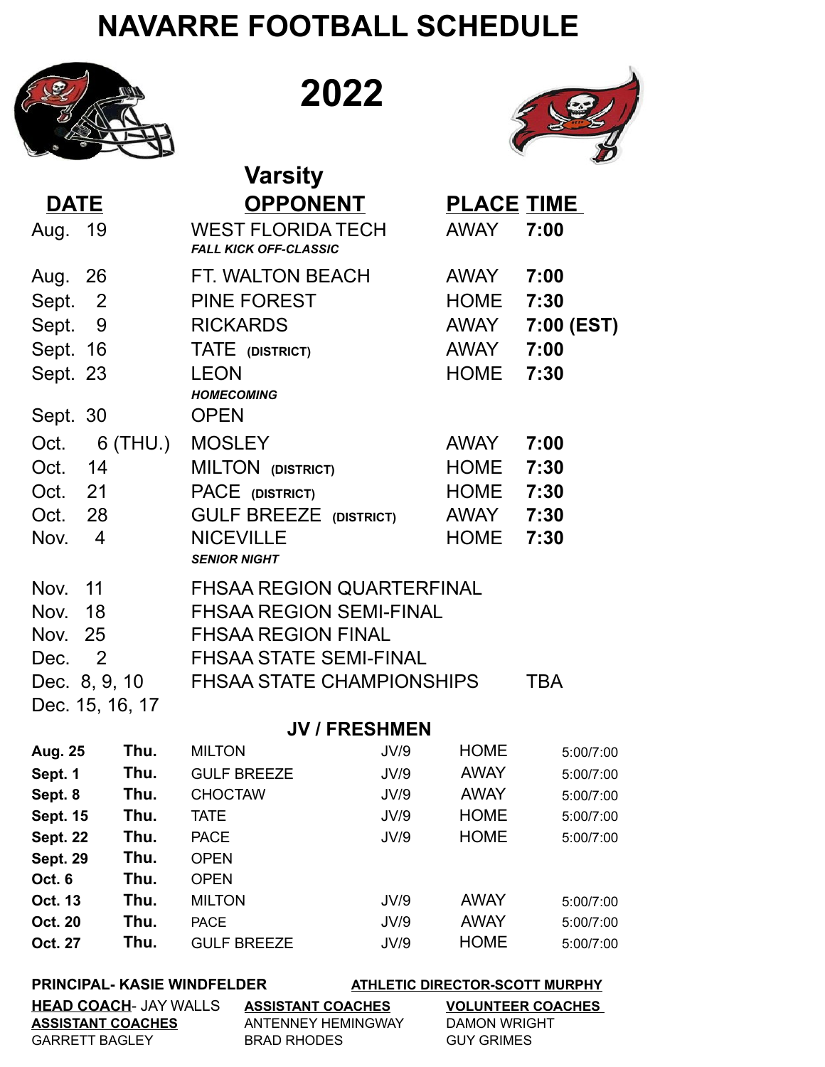# NAVARRE FOOTBALL SCHEDULE

# 2022

## Varsity

| DATE | OPPONENT | PLACE | TIME |
|---|---|---|---|
| Aug. 19 | WEST FLORIDA TECH *FALL KICK OFF-CLASSIC* | AWAY | **7:00** |
| Aug. 26 | FT. WALTON BEACH | AWAY | **7:00** |
| Sept. 2 | PINE FOREST | HOME | **7:30** |
| Sept. 9 | RICKARDS | AWAY | **7:00 (EST)** |
| Sept. 16 | TATE (DISTRICT) | AWAY | **7:00** |
| Sept. 23 | LEON *HOMECOMING* | HOME | **7:30** |
| Sept. 30 | OPEN | | |
| Oct. 6 (THU.) | MOSLEY | AWAY | **7:00** |
| Oct. 14 | MILTON (DISTRICT) | HOME | **7:30** |
| Oct. 21 | PACE (DISTRICT) | HOME | **7:30** |
| Oct. 28 | GULF BREEZE (DISTRICT) | AWAY | **7:30** |
| Nov. 4 | NICEVILLE *SENIOR NIGHT* | HOME | **7:30** |
| Nov. 11 | FHSAA REGION QUARTERFINAL | | |
| Nov. 18 | FHSAA REGION SEMI-FINAL | | |
| Nov. 25 | FHSAA REGION FINAL | | |
| Dec. 2 | FHSAA STATE SEMI-FINAL | | |
| Dec. 8, 9, 10 Dec. 15, 16, 17 | FHSAA STATE CHAMPIONSHIPS | | TBA |

## JV / FRESHMEN

| Date | Day | Opponent | Level | Place | Time |
|---|---|---|---|---|---|
| **Aug. 25** | **Thu.** | MILTON | JV/9 | HOME | 5:00/7:00 |
| **Sept. 1** | **Thu.** | GULF BREEZE | JV/9 | AWAY | 5:00/7:00 |
| **Sept. 8** | **Thu.** | CHOCTAW | JV/9 | AWAY | 5:00/7:00 |
| **Sept. 15** | **Thu.** | TATE | JV/9 | HOME | 5:00/7:00 |
| **Sept. 22** | **Thu.** | PACE | JV/9 | HOME | 5:00/7:00 |
| **Sept. 29** | **Thu.** | OPEN | | | |
| **Oct. 6** | **Thu.** | OPEN | | | |
| **Oct. 13** | **Thu.** | MILTON | JV/9 | AWAY | 5:00/7:00 |
| **Oct. 20** | **Thu.** | PACE | JV/9 | AWAY | 5:00/7:00 |
| **Oct. 27** | **Thu.** | GULF BREEZE | JV/9 | HOME | 5:00/7:00 |

**PRINCIPAL- KASIE WINDFELDER**

**ATHLETIC DIRECTOR-SCOTT MURPHY**

**HEAD COACH**- JAY WALLS

**ASSISTANT COACHES**
GARRETT BAGLEY
ANTENNEY HEMINGWAY
BRAD RHODES

**VOLUNTEER COACHES**
DAMON WRIGHT
GUY GRIMES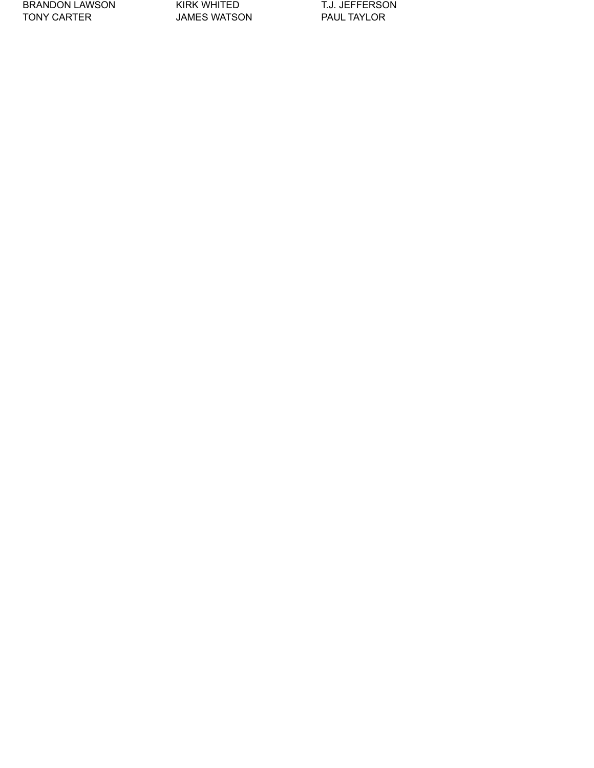| | | |
|---|---|---|
| BRANDON LAWSON | KIRK WHITED | T.J. JEFFERSON |
| TONY CARTER | JAMES WATSON | PAUL TAYLOR |